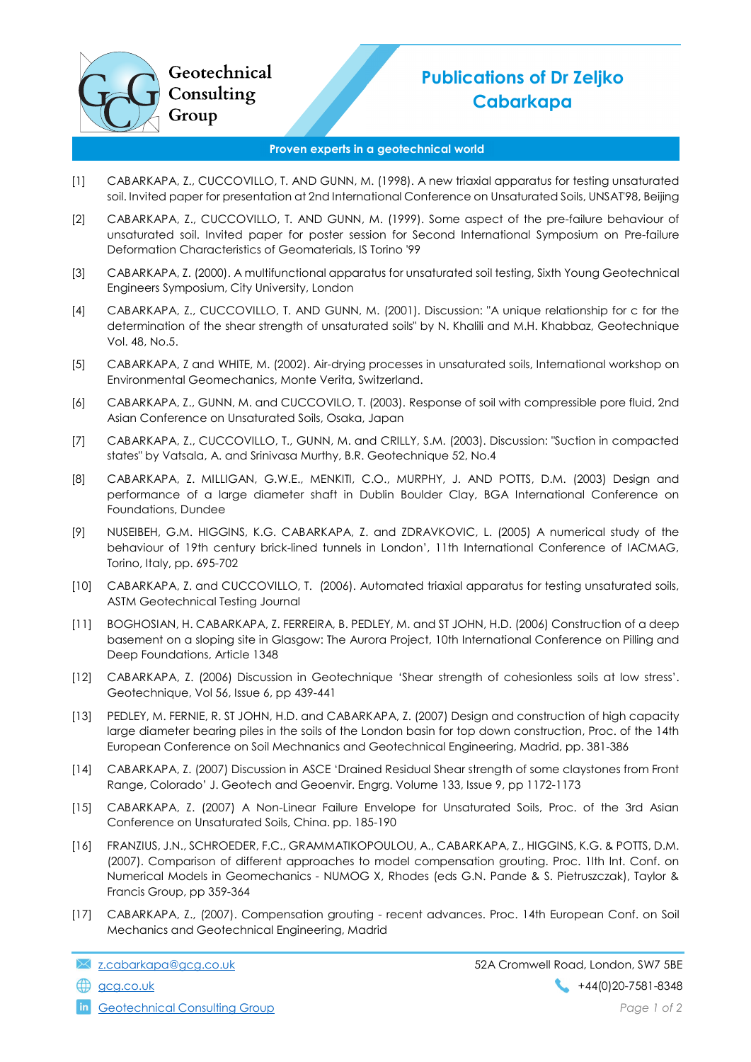Geotechnical Consulting Group

# Publications of Dr Zeljko Cabarkapa

**Proven experts in a geotechnical world**

[1] CABARKAPA, Z., CUCCOVILLO, T. AND GUNN, M. (1998). A new triaxial apparatus for testing unsaturated soil. Invited paper for presentation at 2nd International Conference on Unsaturated Soils, UNSAT'98, Beijing

[2] CABARKAPA, Z., CUCCOVILLO, T. AND GUNN, M. (1999). Some aspect of the pre-failure behaviour of unsaturated soil. Invited paper for poster session for Second International Symposium on Pre-failure Deformation Characteristics of Geomaterials, IS Torino '99

[3] CABARKAPA, Z. (2000). A multifunctional apparatus for unsaturated soil testing, Sixth Young Geotechnical Engineers Symposium, City University, London

[4] CABARKAPA, Z., CUCCOVILLO, T. AND GUNN, M. (2001). Discussion: "A unique relationship for c for the determination of the shear strength of unsaturated soils" by N. Khalili and M.H. Khabbaz, Geotechnique Vol. 48, No.5.

[5] CABARKAPA, Z and WHITE, M. (2002). Air-drying processes in unsaturated soils, International workshop on Environmental Geomechanics, Monte Verita, Switzerland.

[6] CABARKAPA, Z., GUNN, M. and CUCCOVILO, T. (2003). Response of soil with compressible pore fluid, 2nd Asian Conference on Unsaturated Soils, Osaka, Japan

[7] CABARKAPA, Z., CUCCOVILLO, T., GUNN, M. and CRILLY, S.M. (2003). Discussion: "Suction in compacted states" by Vatsala, A. and Srinivasa Murthy, B.R. Geotechnique 52, No.4

[8] CABARKAPA, Z. MILLIGAN, G.W.E., MENKITI, C.O., MURPHY, J. AND POTTS, D.M. (2003) Design and performance of a large diameter shaft in Dublin Boulder Clay, BGA International Conference on Foundations, Dundee

[9] NUSEIBEH, G.M. HIGGINS, K.G. CABARKAPA, Z. and ZDRAVKOVIC, L. (2005) A numerical study of the behaviour of 19th century brick-lined tunnels in London', 11th International Conference of IACMAG, Torino, Italy, pp. 695-702

[10] CABARKAPA, Z. and CUCCOVILLO, T. (2006). Automated triaxial apparatus for testing unsaturated soils, ASTM Geotechnical Testing Journal

[11] BOGHOSIAN, H. CABARKAPA, Z. FERREIRA, B. PEDLEY, M. and ST JOHN, H.D. (2006) Construction of a deep basement on a sloping site in Glasgow: The Aurora Project, 10th International Conference on Pilling and Deep Foundations, Article 1348

[12] CABARKAPA, Z. (2006) Discussion in Geotechnique 'Shear strength of cohesionless soils at low stress'. Geotechnique, Vol 56, Issue 6, pp 439-441

[13] PEDLEY, M. FERNIE, R. ST JOHN, H.D. and CABARKAPA, Z. (2007) Design and construction of high capacity large diameter bearing piles in the soils of the London basin for top down construction, Proc. of the 14th European Conference on Soil Mechnanics and Geotechnical Engineering, Madrid, pp. 381-386

[14] CABARKAPA, Z. (2007) Discussion in ASCE 'Drained Residual Shear strength of some claystones from Front Range, Colorado' J. Geotech and Geoenvir. Engrg. Volume 133, Issue 9, pp 1172-1173

[15] CABARKAPA, Z. (2007) A Non-Linear Failure Envelope for Unsaturated Soils, Proc. of the 3rd Asian Conference on Unsaturated Soils, China. pp. 185-190

[16] FRANZIUS, J.N., SCHROEDER, F.C., GRAMMATIKOPOULOU, A., CABARKAPA, Z., HIGGINS, K.G. & POTTS, D.M. (2007). Comparison of different approaches to model compensation grouting. Proc. 1lth Int. Conf. on Numerical Models in Geomechanics - NUMOG X, Rhodes (eds G.N. Pande & S. Pietruszczak), Taylor & Francis Group, pp 359-364

[17] CABARKAPA, Z., (2007). Compensation grouting - recent advances. Proc. 14th European Conf. on Soil Mechanics and Geotechnical Engineering, Madrid

z.cabarkapa@gcg.co.uk
gcg.co.uk
Geotechnical Consulting Group

52A Cromwell Road, London, SW7 5BE
+44(0)20-7581-8348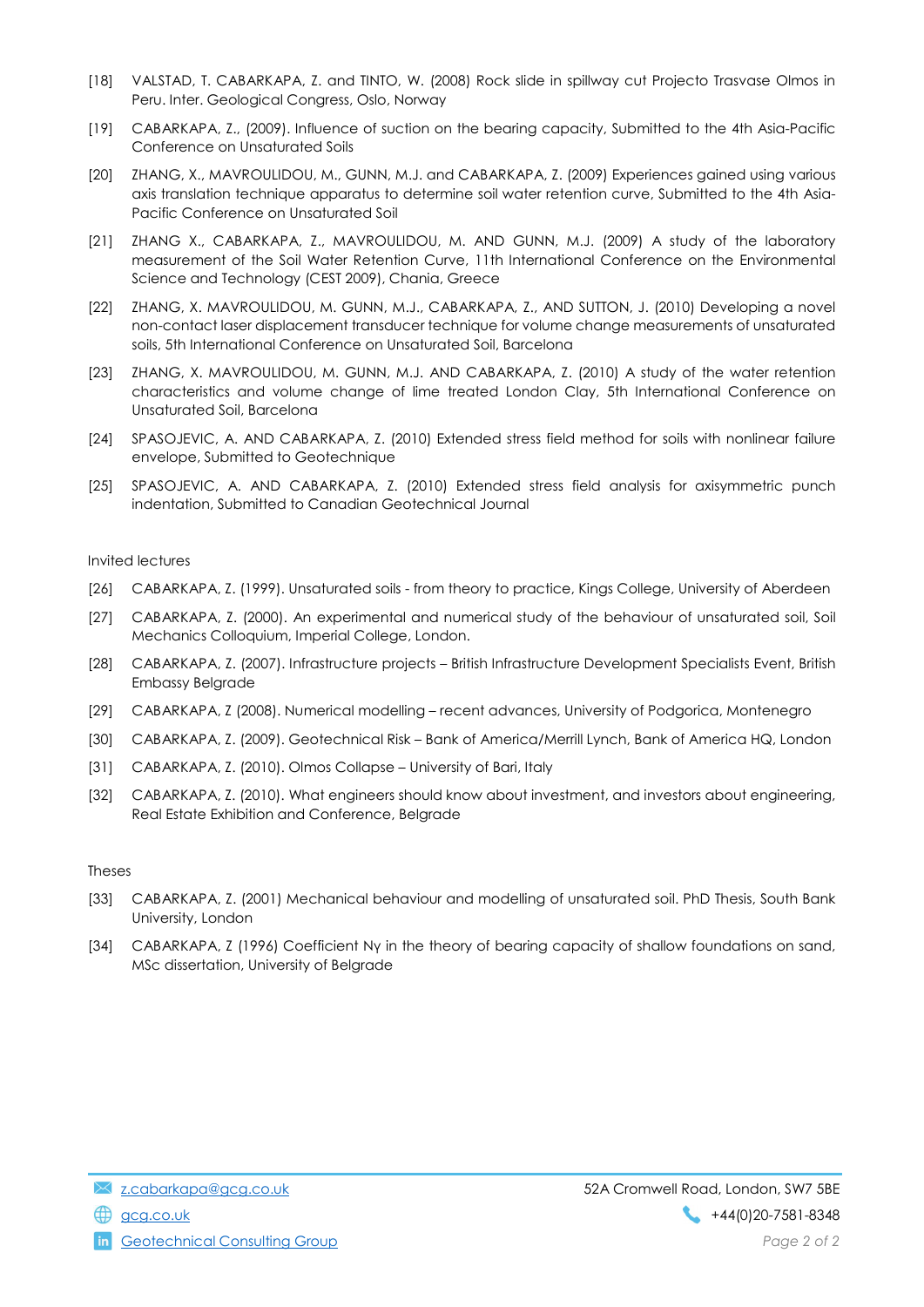[18] VALSTAD, T. CABARKAPA, Z. and TINTO, W. (2008) Rock slide in spillway cut Projecto Trasvase Olmos in Peru. Inter. Geological Congress, Oslo, Norway

[19] CABARKAPA, Z., (2009). Influence of suction on the bearing capacity, Submitted to the 4th Asia-Pacific Conference on Unsaturated Soils

[20] ZHANG, X., MAVROULIDOU, M., GUNN, M.J. and CABARKAPA, Z. (2009) Experiences gained using various axis translation technique apparatus to determine soil water retention curve, Submitted to the 4th Asia-Pacific Conference on Unsaturated Soil

[21] ZHANG X., CABARKAPA, Z., MAVROULIDOU, M. AND GUNN, M.J. (2009) A study of the laboratory measurement of the Soil Water Retention Curve, 11th International Conference on the Environmental Science and Technology (CEST 2009), Chania, Greece

[22] ZHANG, X. MAVROULIDOU, M. GUNN, M.J., CABARKAPA, Z., AND SUTTON, J. (2010) Developing a novel non-contact laser displacement transducer technique for volume change measurements of unsaturated soils, 5th International Conference on Unsaturated Soil, Barcelona

[23] ZHANG, X. MAVROULIDOU, M. GUNN, M.J. AND CABARKAPA, Z. (2010) A study of the water retention characteristics and volume change of lime treated London Clay, 5th International Conference on Unsaturated Soil, Barcelona

[24] SPASOJEVIC, A. AND CABARKAPA, Z. (2010) Extended stress field method for soils with nonlinear failure envelope, Submitted to Geotechnique

[25] SPASOJEVIC, A. AND CABARKAPA, Z. (2010) Extended stress field analysis for axisymmetric punch indentation, Submitted to Canadian Geotechnical Journal

Invited lectures

[26] CABARKAPA, Z. (1999). Unsaturated soils - from theory to practice, Kings College, University of Aberdeen

[27] CABARKAPA, Z. (2000). An experimental and numerical study of the behaviour of unsaturated soil, Soil Mechanics Colloquium, Imperial College, London.

[28] CABARKAPA, Z. (2007). Infrastructure projects – British Infrastructure Development Specialists Event, British Embassy Belgrade

[29] CABARKAPA, Z (2008). Numerical modelling – recent advances, University of Podgorica, Montenegro

[30] CABARKAPA, Z. (2009). Geotechnical Risk – Bank of America/Merrill Lynch, Bank of America HQ, London

[31] CABARKAPA, Z. (2010). Olmos Collapse – University of Bari, Italy

[32] CABARKAPA, Z. (2010). What engineers should know about investment, and investors about engineering, Real Estate Exhibition and Conference, Belgrade

Theses

[33] CABARKAPA, Z. (2001) Mechanical behaviour and modelling of unsaturated soil. PhD Thesis, South Bank University, London

[34] CABARKAPA, Z (1996) Coefficient Nγ in the theory of bearing capacity of shallow foundations on sand, MSc dissertation, University of Belgrade

z.cabarkapa@gcg.co.uk

gcg.co.uk

Geotechnical Consulting Group

52A Cromwell Road, London, SW7 5BE

+44(0)20-7581-8348